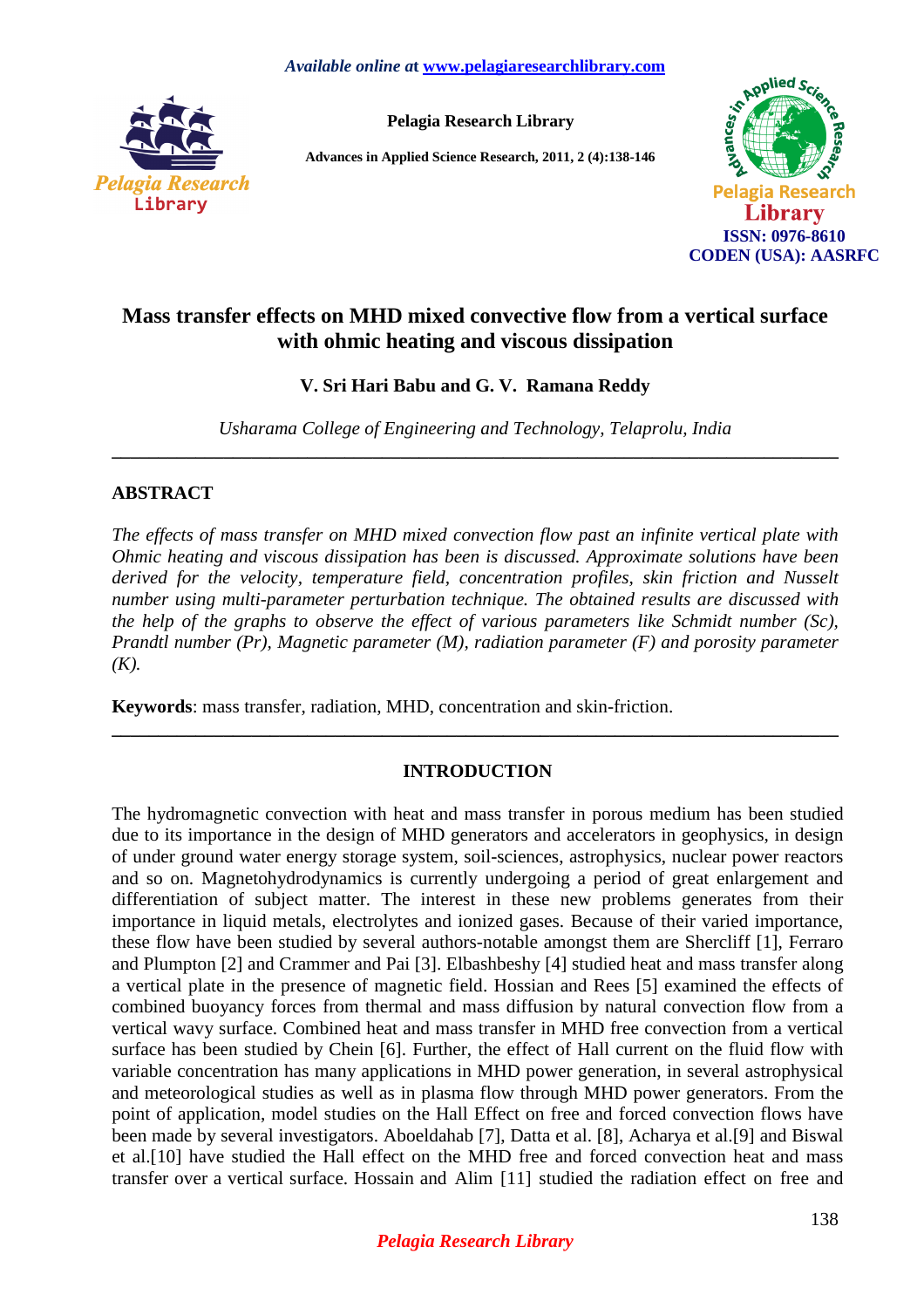*Available online at* www.pelagiaresearchlibrary.com

**Pelagia Research Library**

**Advances in Applied Science Research, 2011, 2 (4):138-146**

**ISSN: 0976-8610**
**CODEN (USA): AASRFC**

# Mass transfer effects on MHD mixed convective flow from a vertical surface with ohmic heating and viscous dissipation

**V. Sri Hari Babu and G. V. Ramana Reddy**

*Usharama College of Engineering and Technology, Telaprolu, India*

---

## ABSTRACT

*The effects of mass transfer on MHD mixed convection flow past an infinite vertical plate with Ohmic heating and viscous dissipation has been is discussed. Approximate solutions have been derived for the velocity, temperature field, concentration profiles, skin friction and Nusselt number using multi-parameter perturbation technique. The obtained results are discussed with the help of the graphs to observe the effect of various parameters like Schmidt number (Sc), Prandtl number (Pr), Magnetic parameter (M), radiation parameter (F) and porosity parameter (K).*

**Keywords**: mass transfer, radiation, MHD, concentration and skin-friction.

---

## INTRODUCTION

The hydromagnetic convection with heat and mass transfer in porous medium has been studied due to its importance in the design of MHD generators and accelerators in geophysics, in design of under ground water energy storage system, soil-sciences, astrophysics, nuclear power reactors and so on. Magnetohydrodynamics is currently undergoing a period of great enlargement and differentiation of subject matter. The interest in these new problems generates from their importance in liquid metals, electrolytes and ionized gases. Because of their varied importance, these flow have been studied by several authors-notable amongst them are Shercliff [1], Ferraro and Plumpton [2] and Crammer and Pai [3]. Elbashbeshy [4] studied heat and mass transfer along a vertical plate in the presence of magnetic field. Hossian and Rees [5] examined the effects of combined buoyancy forces from thermal and mass diffusion by natural convection flow from a vertical wavy surface. Combined heat and mass transfer in MHD free convection from a vertical surface has been studied by Chein [6]. Further, the effect of Hall current on the fluid flow with variable concentration has many applications in MHD power generation, in several astrophysical and meteorological studies as well as in plasma flow through MHD power generators. From the point of application, model studies on the Hall Effect on free and forced convection flows have been made by several investigators. Aboeldahab [7], Datta et al. [8], Acharya et al.[9] and Biswal et al.[10] have studied the Hall effect on the MHD free and forced convection heat and mass transfer over a vertical surface. Hossain and Alim [11] studied the radiation effect on free and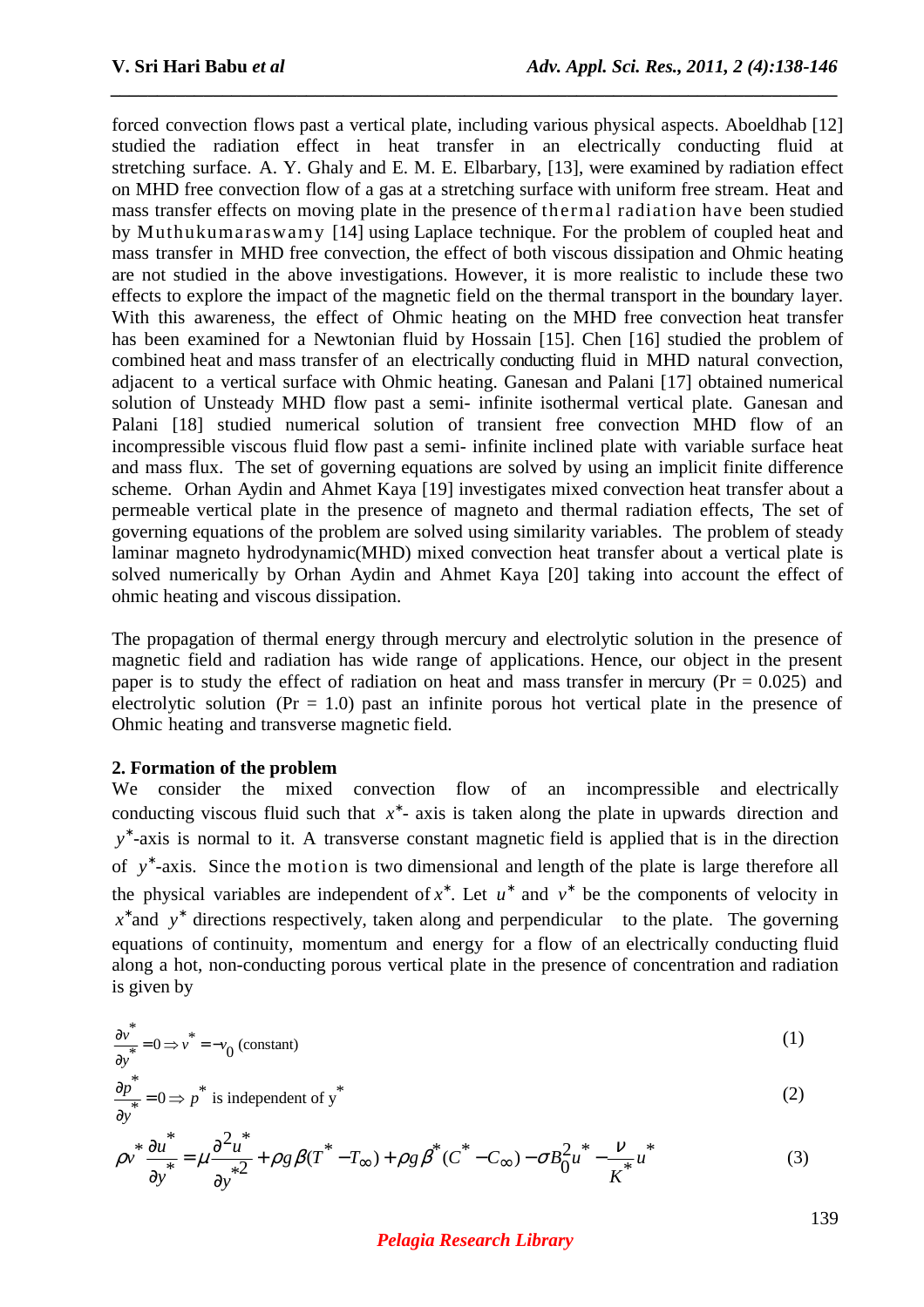forced convection flows past a vertical plate, including various physical aspects. Aboeldhab [12] studied the radiation effect in heat transfer in an electrically conducting fluid at stretching surface. A. Y. Ghaly and E. M. E. Elbarbary, [13], were examined by radiation effect on MHD free convection flow of a gas at a stretching surface with uniform free stream. Heat and mass transfer effects on moving plate in the presence of thermal radiation have been studied by Muthukumaraswamy [14] using Laplace technique. For the problem of coupled heat and mass transfer in MHD free convection, the effect of both viscous dissipation and Ohmic heating are not studied in the above investigations. However, it is more realistic to include these two effects to explore the impact of the magnetic field on the thermal transport in the boundary layer. With this awareness, the effect of Ohmic heating on the MHD free convection heat transfer has been examined for a Newtonian fluid by Hossain [15]. Chen [16] studied the problem of combined heat and mass transfer of an electrically conducting fluid in MHD natural convection, adjacent to a vertical surface with Ohmic heating. Ganesan and Palani [17] obtained numerical solution of Unsteady MHD flow past a semi- infinite isothermal vertical plate. Ganesan and Palani [18] studied numerical solution of transient free convection MHD flow of an incompressible viscous fluid flow past a semi- infinite inclined plate with variable surface heat and mass flux. The set of governing equations are solved by using an implicit finite difference scheme. Orhan Aydin and Ahmet Kaya [19] investigates mixed convection heat transfer about a permeable vertical plate in the presence of magneto and thermal radiation effects, The set of governing equations of the problem are solved using similarity variables. The problem of steady laminar magneto hydrodynamic(MHD) mixed convection heat transfer about a vertical plate is solved numerically by Orhan Aydin and Ahmet Kaya [20] taking into account the effect of ohmic heating and viscous dissipation.

The propagation of thermal energy through mercury and electrolytic solution in the presence of magnetic field and radiation has wide range of applications. Hence, our object in the present paper is to study the effect of radiation on heat and mass transfer in mercury (Pr = 0.025) and electrolytic solution (Pr = 1.0) past an infinite porous hot vertical plate in the presence of Ohmic heating and transverse magnetic field.

## 2. Formation of the problem

We consider the mixed convection flow of an incompressible and electrically conducting viscous fluid such that $x^*$- axis is taken along the plate in upwards direction and $y^*$-axis is normal to it. A transverse constant magnetic field is applied that is in the direction of $y^*$-axis. Since the motion is two dimensional and length of the plate is large therefore all the physical variables are independent of $x^*$. Let $u^*$ and $v^*$ be the components of velocity in $x^*$and $y^*$ directions respectively, taken along and perpendicular to the plate. The governing equations of continuity, momentum and energy for a flow of an electrically conducting fluid along a hot, non-conducting porous vertical plate in the presence of concentration and radiation is given by

$$\frac{\partial v^*}{\partial y^*} = 0 \Rightarrow v^* = -v_0 \text{ (constant)} \tag{1}$$

$$\frac{\partial p^*}{\partial y^*} = 0 \Rightarrow p^* \text{ is independent of } y^* \tag{2}$$

$$\rho v^* \frac{\partial u^*}{\partial y^*} = \mu \frac{\partial^2 u^*}{\partial y^{*2}} + \rho g \beta (T^* - T_\infty) + \rho g \beta^* (C^* - C_\infty) - \sigma B_0^2 u^* - \frac{\nu}{K^*} u^* \tag{3}$$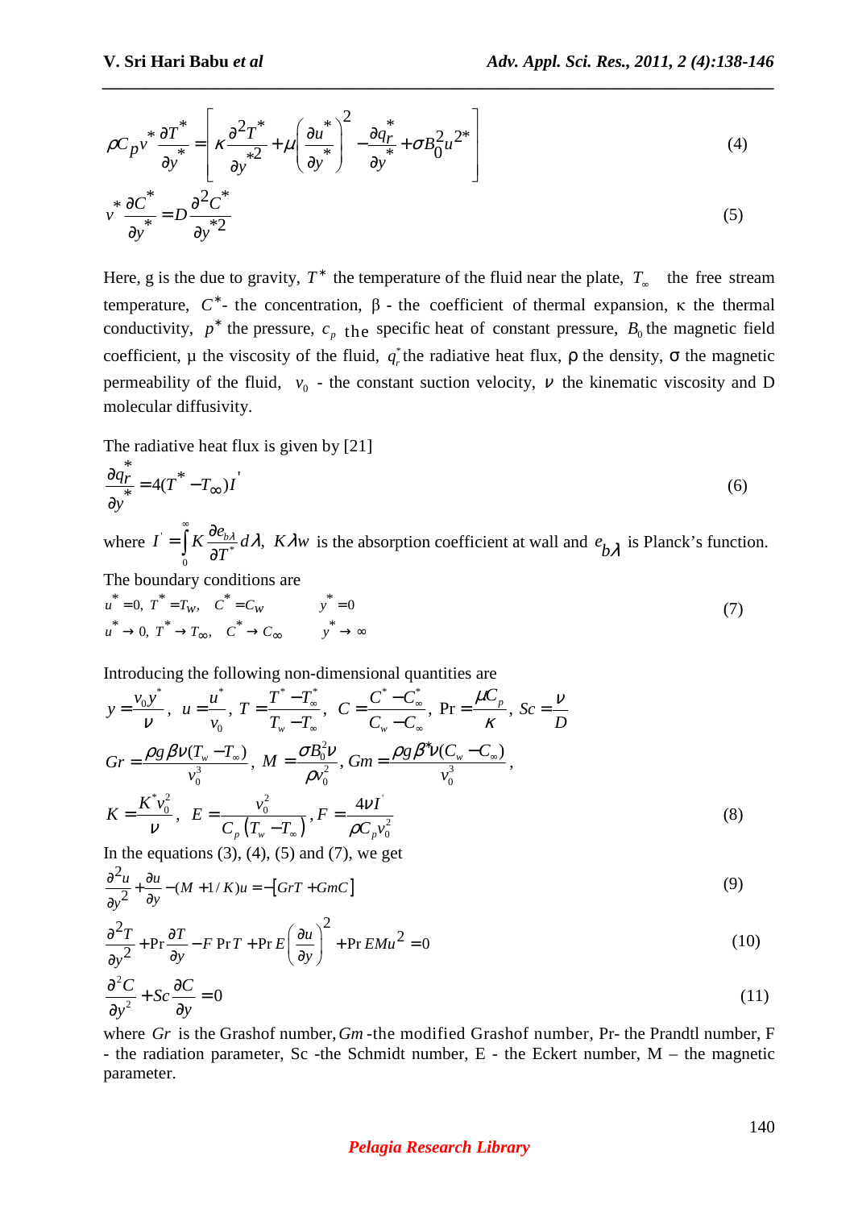$$\rho C_p v^* \frac{\partial T^*}{\partial y^*} = \left[ \kappa \frac{\partial^2 T^*}{\partial y^{*2}} + \mu \left( \frac{\partial u^*}{\partial y^*} \right)^2 - \frac{\partial q_r^*}{\partial y^*} + \sigma B_0^2 u^{2*} \right] \tag{4}$$

$$v^* \frac{\partial C^*}{\partial y^*} = D \frac{\partial^2 C^*}{\partial y^{*2}} \tag{5}$$

Here, g is the due to gravity, $T^*$ the temperature of the fluid near the plate, $T_\infty$ the free stream temperature, $C^*$- the concentration, β - the coefficient of thermal expansion, κ the thermal conductivity, $p^*$ the pressure, $c_p$ the specific heat of constant pressure, $B_0$ the magnetic field coefficient, μ the viscosity of the fluid, $q_r^*$ the radiative heat flux, ρ the density, σ the magnetic permeability of the fluid, $v_0$ - the constant suction velocity, $\nu$ the kinematic viscosity and D molecular diffusivity.

The radiative heat flux is given by [21]

$$\frac{\partial q_r^*}{\partial y^*} = 4(T^* - T_\infty) I' \tag{6}$$

where $I' = \int_0^\infty K \frac{\partial e_{b\lambda}}{\partial T^*} d\lambda$, $K\lambda w$ is the absorption coefficient at wall and $e_{b\lambda}$ is Planck's function.

The boundary conditions are

$$\begin{aligned} &u^* = 0,\ T^* = T_w,\ \ C^* = C_w \qquad y^* = 0 \\ &u^* \to 0,\ T^* \to T_\infty,\ \ C^* \to C_\infty \qquad y^* \to \infty \end{aligned} \tag{7}$$

Introducing the following non-dimensional quantities are

$$y = \frac{v_0 y^*}{\nu},\ u = \frac{u^*}{v_0},\ T = \frac{T^* - T_\infty^*}{T_w - T_\infty},\ C = \frac{C^* - C_\infty^*}{C_w - C_\infty},\ \Pr = \frac{\mu C_p}{\kappa},\ Sc = \frac{\nu}{D}$$

$$Gr = \frac{\rho g \beta \nu (T_w - T_\infty)}{v_0^3},\ M = \frac{\sigma B_0^2 \nu}{\rho v_0^2},\ Gm = \frac{\rho g \beta^* \nu (C_w - C_\infty)}{v_0^3},$$

$$K = \frac{K^* v_0^2}{\nu},\ \ E = \frac{v_0^2}{C_p (T_w - T_\infty)},\ F = \frac{4\nu I'}{\rho C_p v_0^2} \tag{8}$$

In the equations (3), (4), (5) and (7), we get

$$\frac{\partial^2 u}{\partial y^2} + \frac{\partial u}{\partial y} - (M + 1/K) u = -\left[ GrT + GmC \right] \tag{9}$$

$$\frac{\partial^2 T}{\partial y^2} + \Pr \frac{\partial T}{\partial y} - F \Pr T + \Pr E \left( \frac{\partial u}{\partial y} \right)^2 + \Pr EMu^2 = 0 \tag{10}$$

$$\frac{\partial^2 C}{\partial y^2} + Sc \frac{\partial C}{\partial y} = 0 \tag{11}$$

where $Gr$ is the Grashof number, $Gm$ -the modified Grashof number, Pr- the Prandtl number, F - the radiation parameter, Sc -the Schmidt number, E - the Eckert number, M – the magnetic parameter.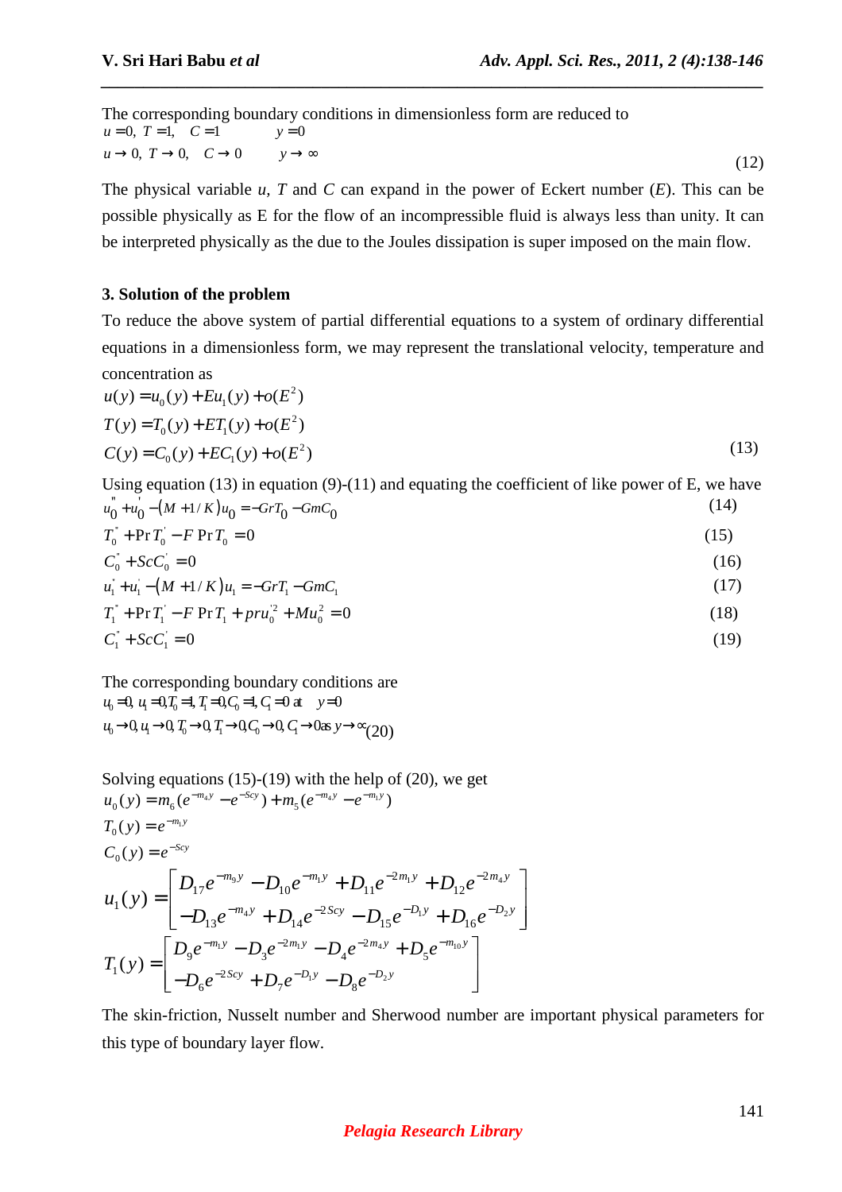The corresponding boundary conditions in dimensionless form are reduced to

$$
\begin{aligned}
&u = 0,\ T = 1,\quad C = 1 \qquad && y = 0 \\
&u \to 0,\ T \to 0,\quad C \to 0 \qquad && y \to \infty
\end{aligned} \tag{12}
$$

The physical variable $u$, $T$ and $C$ can expand in the power of Eckert number ($E$). This can be possible physically as E for the flow of an incompressible fluid is always less than unity. It can be interpreted physically as the due to the Joules dissipation is super imposed on the main flow.

### 3. Solution of the problem

To reduce the above system of partial differential equations to a system of ordinary differential equations in a dimensionless form, we may represent the translational velocity, temperature and concentration as

$$
\begin{aligned}
u(y) &= u_0(y) + Eu_1(y) + o(E^2) \\
T(y) &= T_0(y) + ET_1(y) + o(E^2) \\
C(y) &= C_0(y) + EC_1(y) + o(E^2)
\end{aligned} \tag{13}
$$

Using equation (13) in equation (9)-(11) and equating the coefficient of like power of E, we have

$$u_0^{''} + u_0^{'} - (M + 1/K)u_0 = -GrT_0 - GmC_0 \tag{14}$$

$$T_0^{''} + \Pr T_0^{'} - F \Pr T_0 = 0 \tag{15}$$

$$C_0^{''} + ScC_0^{'} = 0 \tag{16}$$

$$u_1^{''} + u_1^{'} - (M + 1/K)u_1 = -GrT_1 - GmC_1 \tag{17}$$

$$T_1^{''} + \Pr T_1^{'} - F \Pr T_1 + pru_0^{'2} + Mu_0^2 = 0 \tag{18}$$

$$C_1^{''} + ScC_1^{'} = 0 \tag{19}$$

The corresponding boundary conditions are

$$
\begin{aligned}
&u_0 = 0,\ u_1 = 0, T_0 = 1, T_1 = 0, C_0 = 1, C_1 = 0 \text{ at } \quad y = 0 \\
&u_0 \to 0, u_1 \to 0, T_0 \to 0, T_1 \to 0, C_0 \to 0, C_1 \to 0 \text{ as } y \to \infty
\end{aligned} \tag{20}
$$

Solving equations (15)-(19) with the help of (20), we get

$$u_0(y) = m_6(e^{-m_4 y} - e^{-Scy}) + m_5(e^{-m_4 y} - e^{-m_1 y})$$

$$T_0(y) = e^{-m_1 y}$$

$$C_0(y) = e^{-Scy}$$

$$u_1(y) = \begin{bmatrix} D_{17}e^{-m_9 y} - D_{10}e^{-m_1 y} + D_{11}e^{-2m_1 y} + D_{12}e^{-2m_4 y} \\ -D_{13}e^{-m_4 y} + D_{14}e^{-2Scy} - D_{15}e^{-D_1 y} + D_{16}e^{-D_2 y} \end{bmatrix}$$

$$T_1(y) = \begin{bmatrix} D_9 e^{-m_1 y} - D_3 e^{-2m_1 y} - D_4 e^{-2m_4 y} + D_5 e^{-m_{10} y} \\ -D_6 e^{-2Scy} + D_7 e^{-D_1 y} - D_8 e^{-D_2 y} \end{bmatrix}$$

The skin-friction, Nusselt number and Sherwood number are important physical parameters for this type of boundary layer flow.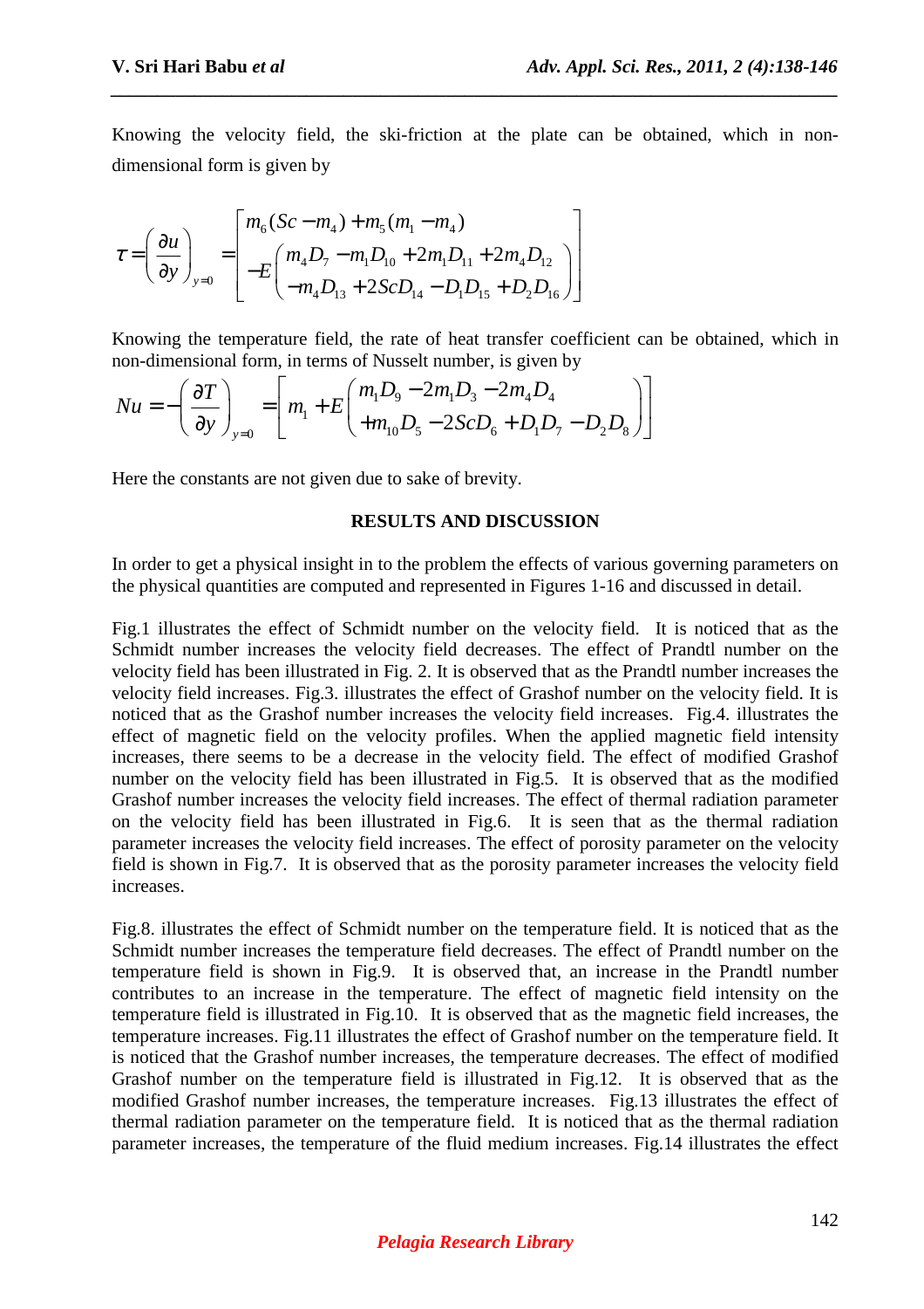Knowing the velocity field, the ski-friction at the plate can be obtained, which in non-dimensional form is given by

$$\tau = \left(\frac{\partial u}{\partial y}\right)_{y=0} = \left[\begin{array}{l} m_6(Sc - m_4) + m_5(m_1 - m_4) \\ -E\left(\begin{array}{l} m_4 D_7 - m_1 D_{10} + 2m_1 D_{11} + 2m_4 D_{12} \\ -m_4 D_{13} + 2ScD_{14} - D_1 D_{15} + D_2 D_{16} \end{array}\right) \end{array}\right]$$

Knowing the temperature field, the rate of heat transfer coefficient can be obtained, which in non-dimensional form, in terms of Nusselt number, is given by

$$Nu = -\left(\frac{\partial T}{\partial y}\right)_{y=0} = \left[ m_1 + E\left(\begin{array}{l} m_1 D_9 - 2m_1 D_3 - 2m_4 D_4 \\ +m_{10} D_5 - 2ScD_6 + D_1 D_7 - D_2 D_8 \end{array}\right)\right]$$

Here the constants are not given due to sake of brevity.

## RESULTS AND DISCUSSION

In order to get a physical insight in to the problem the effects of various governing parameters on the physical quantities are computed and represented in Figures 1-16 and discussed in detail.

Fig.1 illustrates the effect of Schmidt number on the velocity field. It is noticed that as the Schmidt number increases the velocity field decreases. The effect of Prandtl number on the velocity field has been illustrated in Fig. 2. It is observed that as the Prandtl number increases the velocity field increases. Fig.3. illustrates the effect of Grashof number on the velocity field. It is noticed that as the Grashof number increases the velocity field increases. Fig.4. illustrates the effect of magnetic field on the velocity profiles. When the applied magnetic field intensity increases, there seems to be a decrease in the velocity field. The effect of modified Grashof number on the velocity field has been illustrated in Fig.5. It is observed that as the modified Grashof number increases the velocity field increases. The effect of thermal radiation parameter on the velocity field has been illustrated in Fig.6. It is seen that as the thermal radiation parameter increases the velocity field increases. The effect of porosity parameter on the velocity field is shown in Fig.7. It is observed that as the porosity parameter increases the velocity field increases.

Fig.8. illustrates the effect of Schmidt number on the temperature field. It is noticed that as the Schmidt number increases the temperature field decreases. The effect of Prandtl number on the temperature field is shown in Fig.9. It is observed that, an increase in the Prandtl number contributes to an increase in the temperature. The effect of magnetic field intensity on the temperature field is illustrated in Fig.10. It is observed that as the magnetic field increases, the temperature increases. Fig.11 illustrates the effect of Grashof number on the temperature field. It is noticed that the Grashof number increases, the temperature decreases. The effect of modified Grashof number on the temperature field is illustrated in Fig.12. It is observed that as the modified Grashof number increases, the temperature increases. Fig.13 illustrates the effect of thermal radiation parameter on the temperature field. It is noticed that as the thermal radiation parameter increases, the temperature of the fluid medium increases. Fig.14 illustrates the effect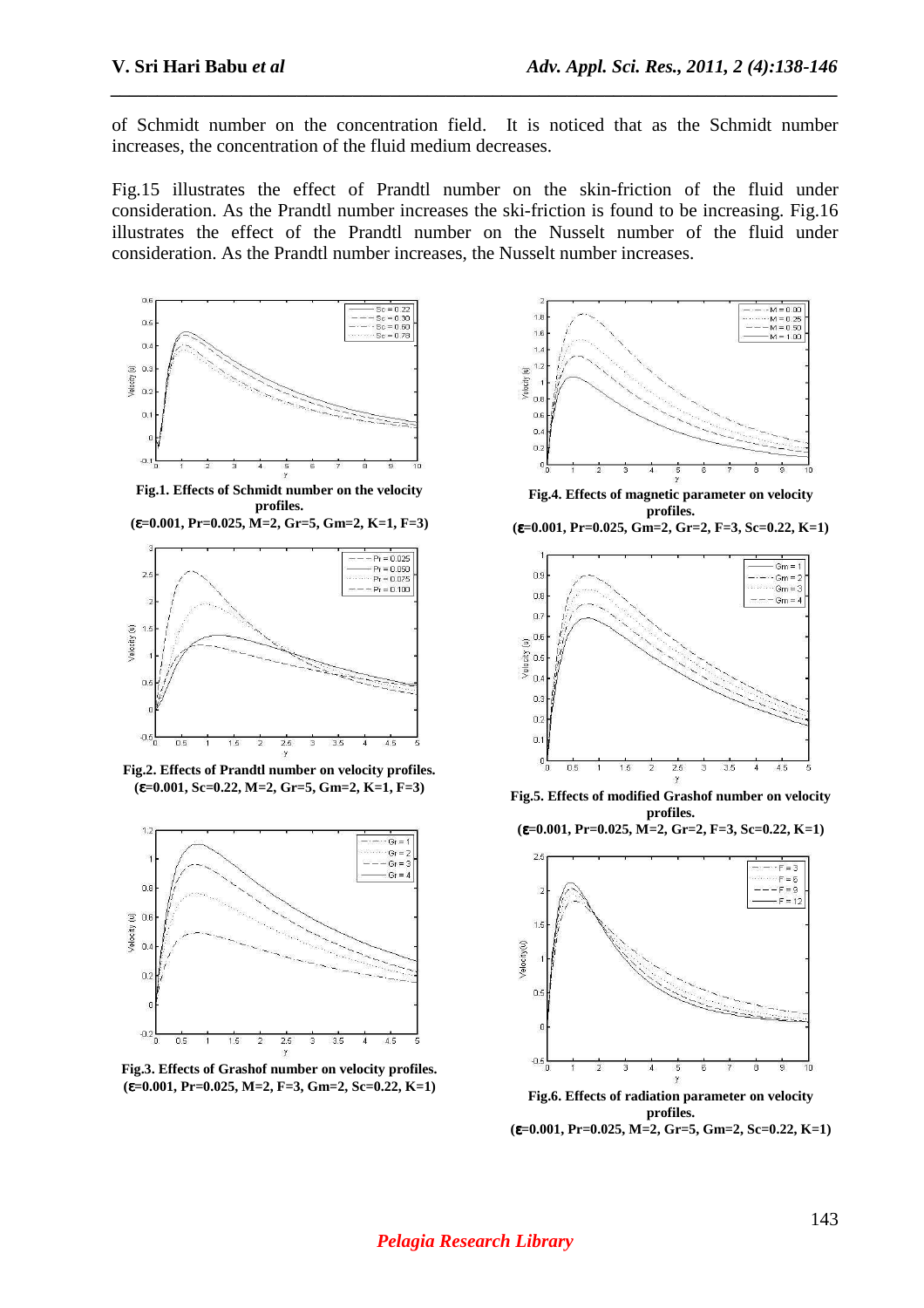of Schmidt number on the concentration field. It is noticed that as the Schmidt number increases, the concentration of the fluid medium decreases.

Fig.15 illustrates the effect of Prandtl number on the skin-friction of the fluid under consideration. As the Prandtl number increases the ski-friction is found to be increasing. Fig.16 illustrates the effect of the Prandtl number on the Nusselt number of the fluid under consideration. As the Prandtl number increases, the Nusselt number increases.

**Fig.1. Effects of Schmidt number on the velocity profiles.**
**($\varepsilon$=0.001, Pr=0.025, M=2, Gr=5, Gm=2, K=1, F=3)**

**Fig.2. Effects of Prandtl number on velocity profiles.**
**($\varepsilon$=0.001, Sc=0.22, M=2, Gr=5, Gm=2, K=1, F=3)**

**Fig.3. Effects of Grashof number on velocity profiles.**
**($\varepsilon$=0.001, Pr=0.025, M=2, F=3, Gm=2, Sc=0.22, K=1)**

**Fig.4. Effects of magnetic parameter on velocity profiles.**
**($\varepsilon$=0.001, Pr=0.025, Gm=2, Gr=2, F=3, Sc=0.22, K=1)**

**Fig.5. Effects of modified Grashof number on velocity profiles.**
**($\varepsilon$=0.001, Pr=0.025, M=2, Gr=2, F=3, Sc=0.22, K=1)**

**Fig.6. Effects of radiation parameter on velocity profiles.**
**($\varepsilon$=0.001, Pr=0.025, M=2, Gr=5, Gm=2, Sc=0.22, K=1)**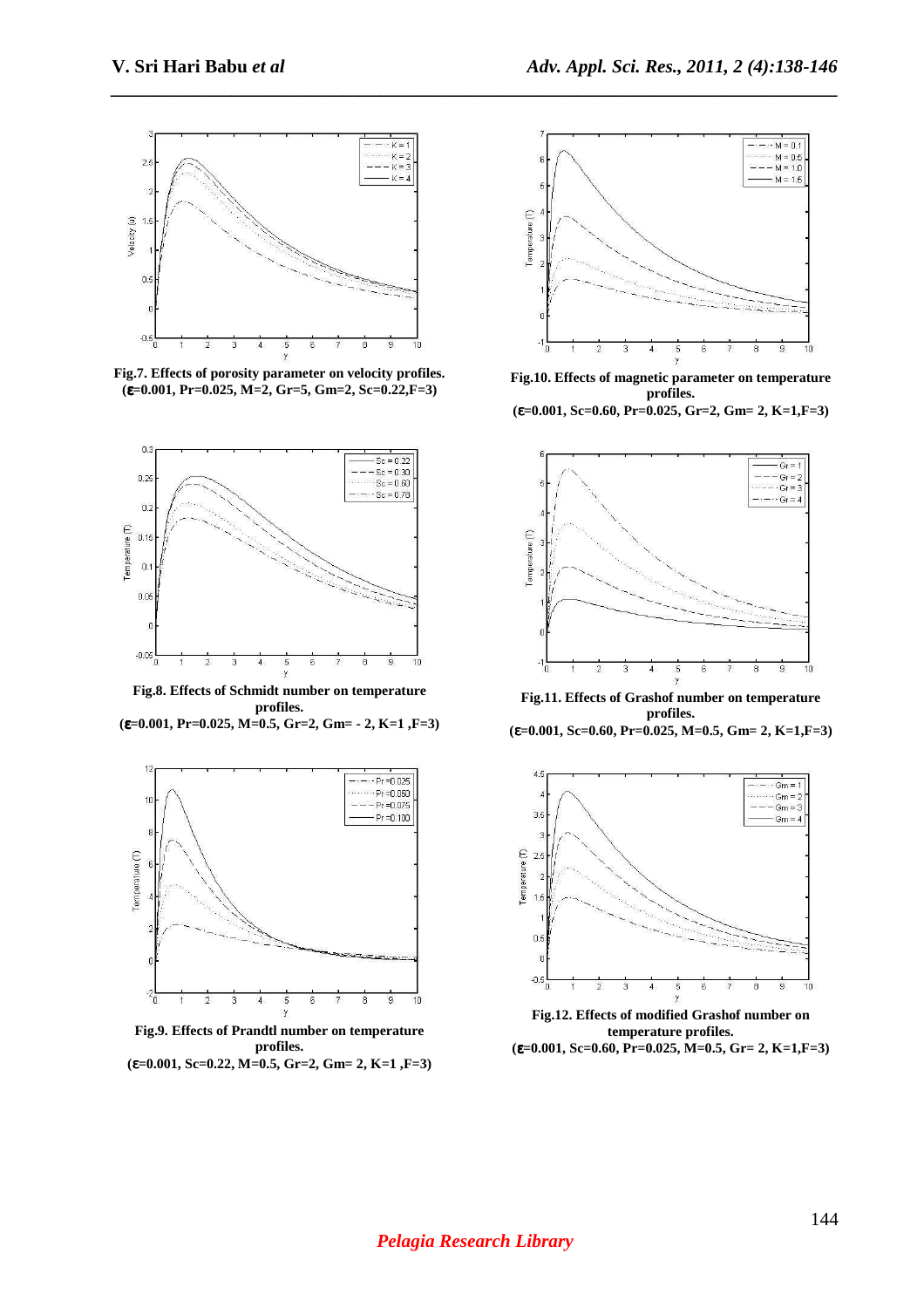**Fig.7. Effects of porosity parameter on velocity profiles.**
**($\varepsilon$=0.001, Pr=0.025, M=2, Gr=5, Gm=2, Sc=0.22,F=3)**

**Fig.10. Effects of magnetic parameter on temperature profiles.**
**($\varepsilon$=0.001, Sc=0.60, Pr=0.025, Gr=2, Gm= 2, K=1,F=3)**

**Fig.8. Effects of Schmidt number on temperature profiles.**
**($\varepsilon$=0.001, Pr=0.025, M=0.5, Gr=2, Gm= - 2, K=1 ,F=3)**

**Fig.11. Effects of Grashof number on temperature profiles.**
**($\varepsilon$=0.001, Sc=0.60, Pr=0.025, M=0.5, Gm= 2, K=1,F=3)**

**Fig.9. Effects of Prandtl number on temperature profiles.**
**($\varepsilon$=0.001, Sc=0.22, M=0.5, Gr=2, Gm= 2, K=1 ,F=3)**

**Fig.12. Effects of modified Grashof number on temperature profiles.**
**($\varepsilon$=0.001, Sc=0.60, Pr=0.025, M=0.5, Gr= 2, K=1,F=3)**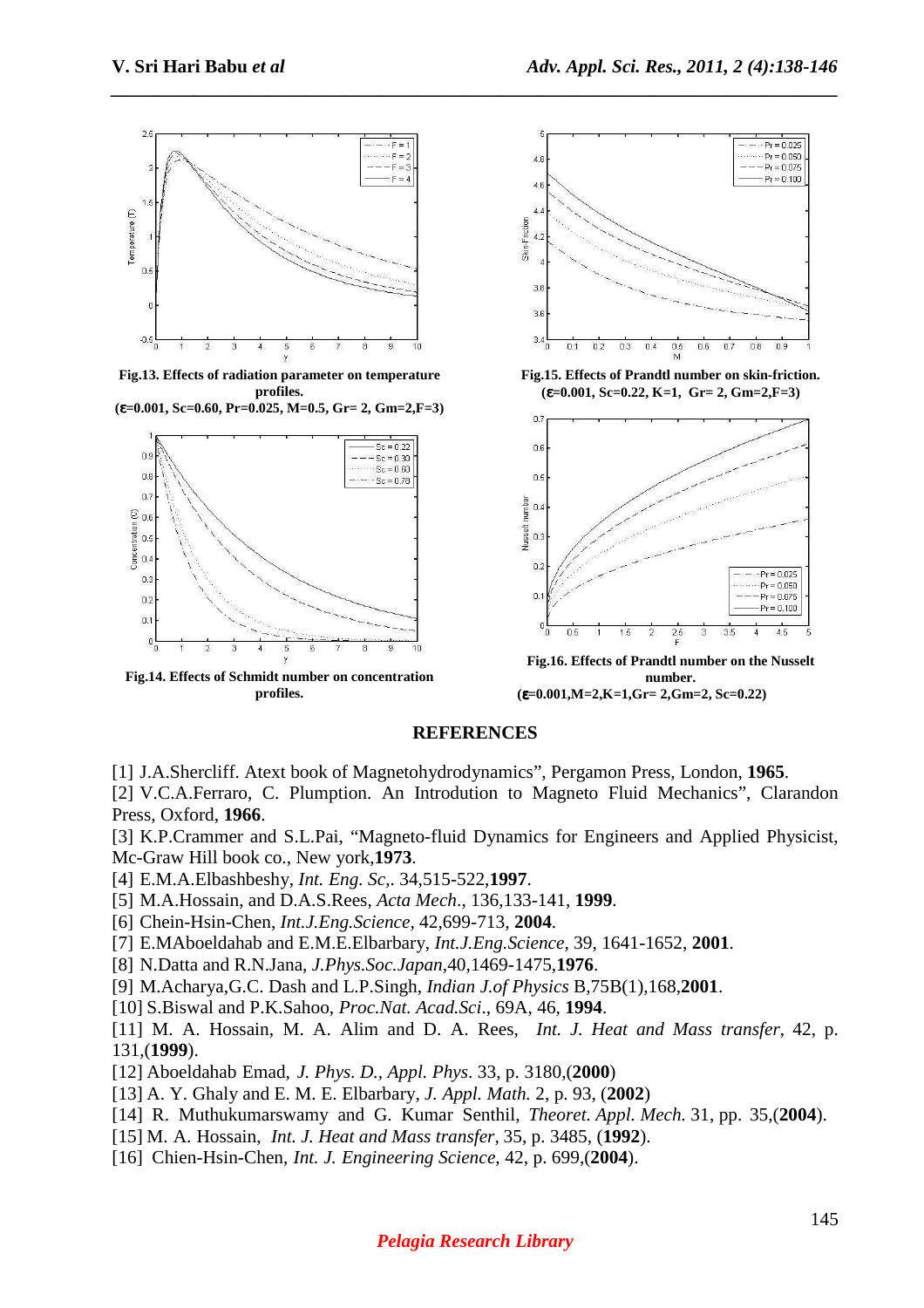Fig.13. Effects of radiation parameter on temperature profiles.
($\varepsilon$=0.001, Sc=0.60, Pr=0.025, M=0.5, Gr= 2, Gm=2,F=3)

Fig.15. Effects of Prandtl number on skin-friction.
($\varepsilon$=0.001, Sc=0.22, K=1, Gr= 2, Gm=2,F=3)

Fig.14. Effects of Schmidt number on concentration profiles.

Fig.16. Effects of Prandtl number on the Nusselt number.
($\varepsilon$=0.001,M=2,K=1,Gr= 2,Gm=2, Sc=0.22)

## REFERENCES

[1] J.A.Shercliff. Atext book of Magnetohydrodynamics", Pergamon Press, London, **1965**.
[2] V.C.A.Ferraro, C. Plumption. An Introdution to Magneto Fluid Mechanics", Clarandon Press, Oxford, **1966**.
[3] K.P.Crammer and S.L.Pai, "Magneto-fluid Dynamics for Engineers and Applied Physicist, Mc-Graw Hill book co., New york,**1973**.
[4] E.M.A.Elbashbeshy, *Int. Eng. Sc*,. 34,515-522,**1997**.
[5] M.A.Hossain, and D.A.S.Rees, *Acta Mech*., 136,133-141, **1999**.
[6] Chein-Hsin-Chen, *Int.J.Eng.Science*, 42,699-713, **2004**.
[7] E.MAboeldahab and E.M.E.Elbarbary, *Int.J.Eng.Science*, 39, 1641-1652, **2001**.
[8] N.Datta and R.N.Jana, *J.Phys.Soc.Japan*,40,1469-1475,**1976**.
[9] M.Acharya,G.C. Dash and L.P.Singh, *Indian J.of Physics* B,75B(1),168,**2001**.
[10] S.Biswal and P.K.Sahoo, *Proc.Nat. Acad.Sci*., 69A, 46, **1994**.
[11] M. A. Hossain, M. A. Alim and D. A. Rees, *Int. J. Heat and Mass transfer*, 42, p. 131,(**1999**).
[12] Aboeldahab Emad, *J. Phys. D., Appl. Phys*. 33, p. 3180,(**2000**)
[13] A. Y. Ghaly and E. M. E. Elbarbary, *J. Appl. Math.* 2, p. 93, (**2002**)
[14] R. Muthukumarswamy and G. Kumar Senthil, *Theoret. Appl. Mech.* 31, pp. 35,(**2004**).
[15] M. A. Hossain, *Int. J. Heat and Mass transfer*, 35, p. 3485, (**1992**).
[16] Chien-Hsin-Chen, *Int. J. Engineering Science*, 42, p. 699,(**2004**).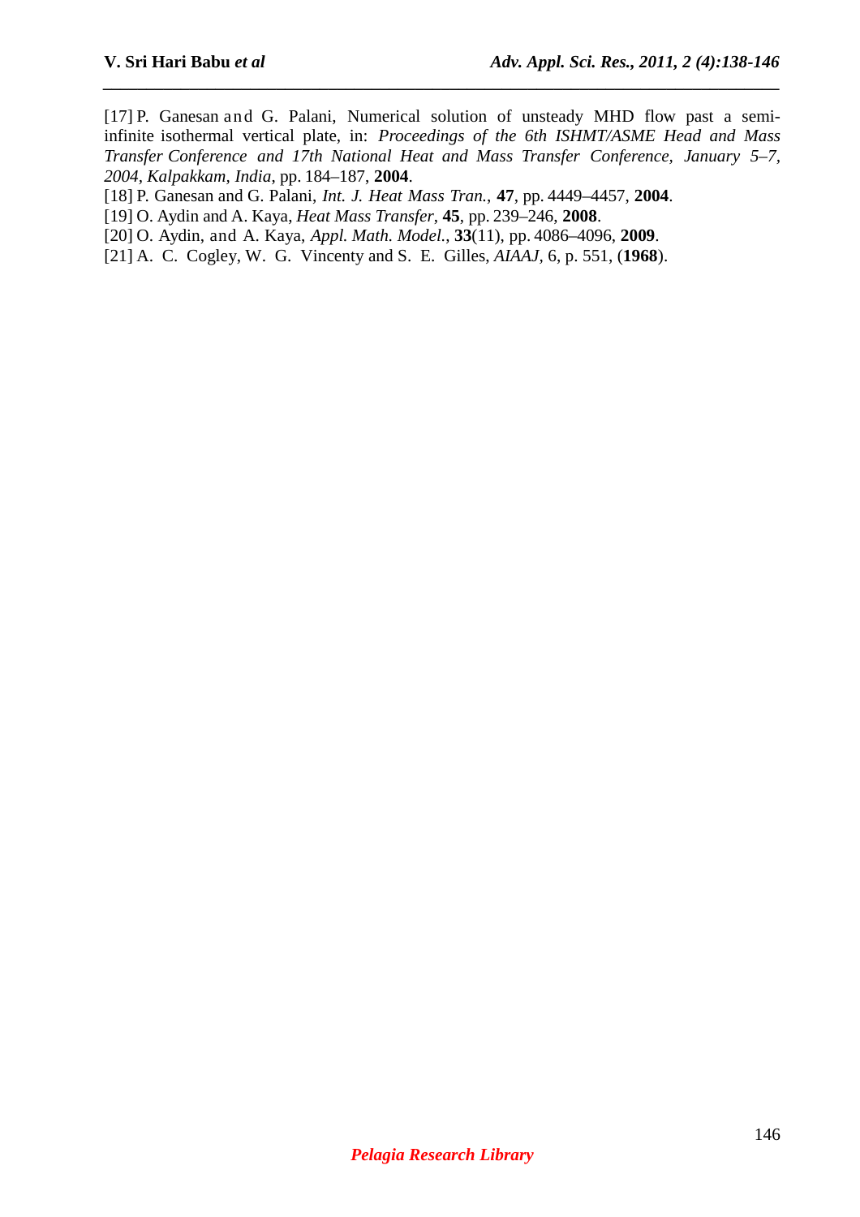[17] P. Ganesan and G. Palani, Numerical solution of unsteady MHD flow past a semi-infinite isothermal vertical plate, in: *Proceedings of the 6th ISHMT/ASME Head and Mass Transfer Conference and 17th National Heat and Mass Transfer Conference, January 5–7, 2004, Kalpakkam, India*, pp. 184–187, **2004**.

[18] P. Ganesan and G. Palani, *Int. J. Heat Mass Tran.*, **47**, pp. 4449–4457, **2004**.

[19] O. Aydin and A. Kaya, *Heat Mass Transfer*, **45**, pp. 239–246, **2008**.

[20] O. Aydin, and A. Kaya, *Appl. Math. Model.*, **33**(11), pp. 4086–4096, **2009**.

[21] A. C. Cogley, W. G. Vincenty and S. E. Gilles, *AIAAJ*, 6, p. 551, (**1968**).